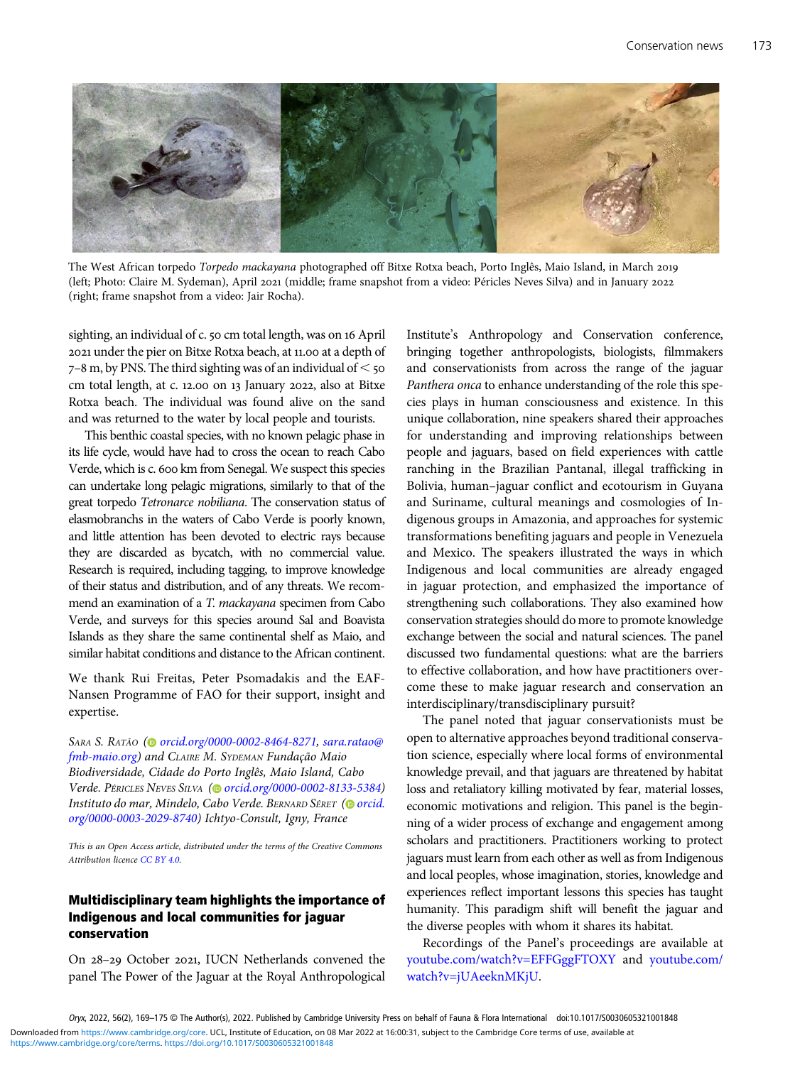The West African torpedo *Torpedo mackayana* photographed off Bitxe Rotxa beach, Porto Inglês, Maio Island, in March 2019 (left; Photo: Claire M. Sydeman), April 2021 (middle; frame snapshot from a video: Péricles Neves Silva) and in January 2022 (right; frame snapshot from a video: Jair Rocha).

sighting, an individual of c. 50 cm total length, was on 16 April 2021 under the pier on Bitxe Rotxa beach, at 11.00 at a depth of 7–8 m, by PNS. The third sighting was of an individual of < 50 cm total length, at c. 12.00 on 13 January 2022, also at Bitxe Rotxa beach. The individual was found alive on the sand and was returned to the water by local people and tourists.

This benthic coastal species, with no known pelagic phase in its life cycle, would have had to cross the ocean to reach Cabo Verde, which is c. 600 km from Senegal. We suspect this species can undertake long pelagic migrations, similarly to that of the great torpedo *Tetronarce nobiliana*. The conservation status of elasmobranchs in the waters of Cabo Verde is poorly known, and little attention has been devoted to electric rays because they are discarded as bycatch, with no commercial value. Research is required, including tagging, to improve knowledge of their status and distribution, and of any threats. We recommend an examination of a *T. mackayana* specimen from Cabo Verde, and surveys for this species around Sal and Boavista Islands as they share the same continental shelf as Maio, and similar habitat conditions and distance to the African continent.

We thank Rui Freitas, Peter Psomadakis and the EAF-Nansen Programme of FAO for their support, insight and expertise.

*Sara S. Ratão (orcid.org/0000-0002-8464-8271, sara.ratao@fmb-maio.org) and Claire M. Sydeman Fundação Maio Biodiversidade, Cidade do Porto Inglês, Maio Island, Cabo Verde. Péricles Neves Silva (orcid.org/0000-0002-8133-5384) Instituto do mar, Mindelo, Cabo Verde. Bernard Séret (orcid.org/0000-0003-2029-8740) Ichtyo-Consult, Igny, France*

*This is an Open Access article, distributed under the terms of the Creative Commons Attribution licence CC BY 4.0.*

## Multidisciplinary team highlights the importance of Indigenous and local communities for jaguar conservation

On 28–29 October 2021, IUCN Netherlands convened the panel The Power of the Jaguar at the Royal Anthropological Institute's Anthropology and Conservation conference, bringing together anthropologists, biologists, filmmakers and conservationists from across the range of the jaguar *Panthera onca* to enhance understanding of the role this species plays in human consciousness and existence. In this unique collaboration, nine speakers shared their approaches for understanding and improving relationships between people and jaguars, based on field experiences with cattle ranching in the Brazilian Pantanal, illegal trafficking in Bolivia, human–jaguar conflict and ecotourism in Guyana and Suriname, cultural meanings and cosmologies of Indigenous groups in Amazonia, and approaches for systemic transformations benefiting jaguars and people in Venezuela and Mexico. The speakers illustrated the ways in which Indigenous and local communities are already engaged in jaguar protection, and emphasized the importance of strengthening such collaborations. They also examined how conservation strategies should do more to promote knowledge exchange between the social and natural sciences. The panel discussed two fundamental questions: what are the barriers to effective collaboration, and how have practitioners overcome these to make jaguar research and conservation an interdisciplinary/transdisciplinary pursuit?

The panel noted that jaguar conservationists must be open to alternative approaches beyond traditional conservation science, especially where local forms of environmental knowledge prevail, and that jaguars are threatened by habitat loss and retaliatory killing motivated by fear, material losses, economic motivations and religion. This panel is the beginning of a wider process of exchange and engagement among scholars and practitioners. Practitioners working to protect jaguars must learn from each other as well as from Indigenous and local peoples, whose imagination, stories, knowledge and experiences reflect important lessons this species has taught humanity. This paradigm shift will benefit the jaguar and the diverse peoples with whom it shares its habitat.

Recordings of the Panel's proceedings are available at youtube.com/watch?v=EFFGggFTOXY and youtube.com/watch?v=jUAeeknMKjU.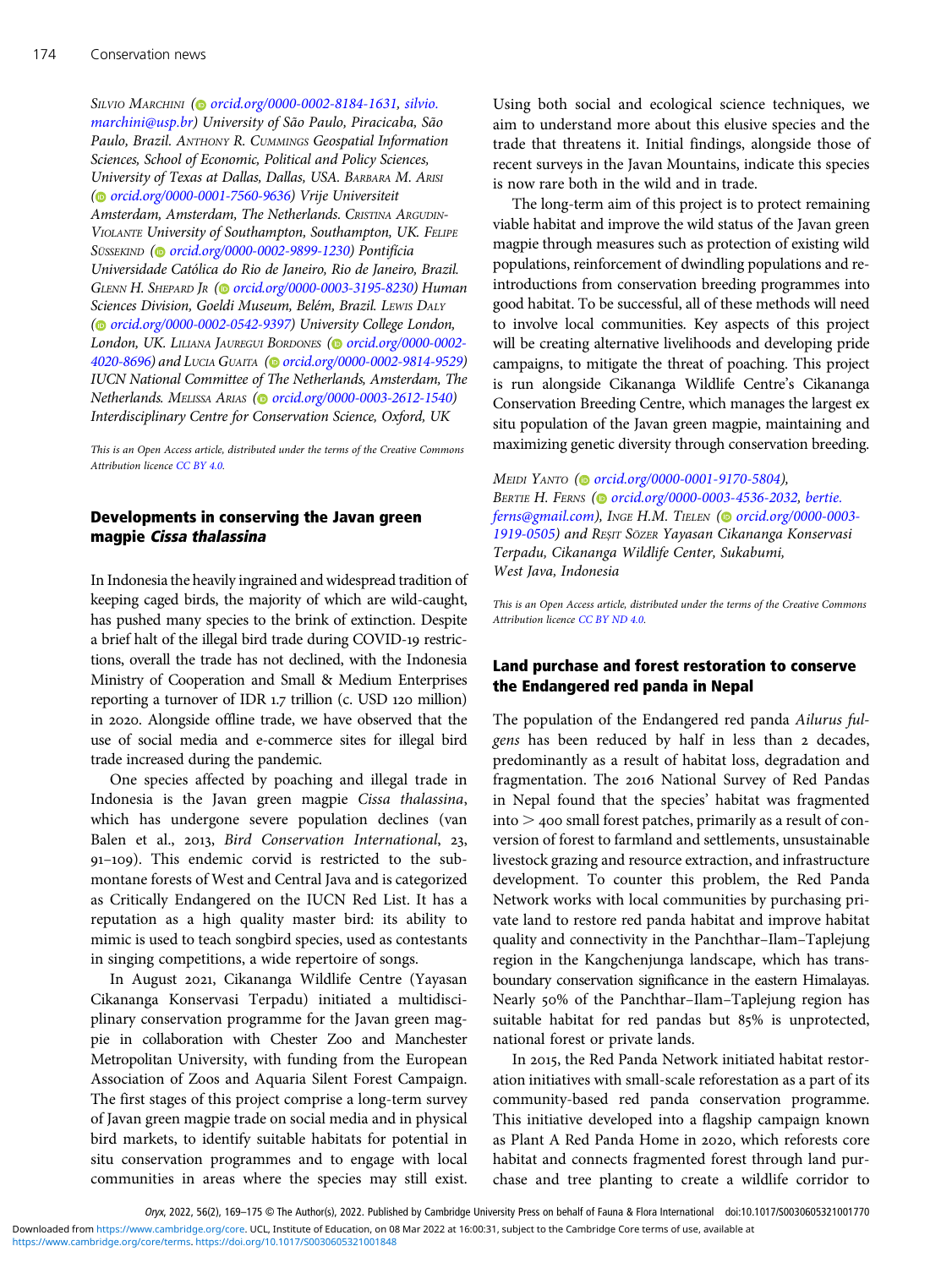SILVIO MARCHINI (orcid.org/0000-0002-8184-1631, silvio.marchini@usp.br) University of São Paulo, Piracicaba, São Paulo, Brazil. ANTHONY R. CUMMINGS Geospatial Information Sciences, School of Economic, Political and Policy Sciences, University of Texas at Dallas, Dallas, USA. BARBARA M. ARISI (orcid.org/0000-0001-7560-9636) Vrije Universiteit Amsterdam, Amsterdam, The Netherlands. CRISTINA ARGUDIN-VIOLANTE University of Southampton, Southampton, UK. FELIPE SÜSSEKIND (orcid.org/0000-0002-9899-1230) Pontifícia Universidade Católica do Rio de Janeiro, Rio de Janeiro, Brazil. GLENN H. SHEPARD JR (orcid.org/0000-0003-3195-8230) Human Sciences Division, Goeldi Museum, Belém, Brazil. LEWIS DALY (orcid.org/0000-0002-0542-9397) University College London, London, UK. LILIANA JAUREGUI BORDONES (orcid.org/0000-0002-4020-8696) and LUCIA GUAITA (orcid.org/0000-0002-9814-9529) IUCN National Committee of The Netherlands, Amsterdam, The Netherlands. MELISSA ARIAS (orcid.org/0000-0003-2612-1540) Interdisciplinary Centre for Conservation Science, Oxford, UK

*This is an Open Access article, distributed under the terms of the Creative Commons Attribution licence CC BY 4.0.*

## Developments in conserving the Javan green magpie *Cissa thalassina*

In Indonesia the heavily ingrained and widespread tradition of keeping caged birds, the majority of which are wild-caught, has pushed many species to the brink of extinction. Despite a brief halt of the illegal bird trade during COVID-19 restrictions, overall the trade has not declined, with the Indonesia Ministry of Cooperation and Small & Medium Enterprises reporting a turnover of IDR 1.7 trillion (c. USD 120 million) in 2020. Alongside offline trade, we have observed that the use of social media and e-commerce sites for illegal bird trade increased during the pandemic.

One species affected by poaching and illegal trade in Indonesia is the Javan green magpie *Cissa thalassina*, which has undergone severe population declines (van Balen et al., 2013, *Bird Conservation International*, 23, 91–109). This endemic corvid is restricted to the submontane forests of West and Central Java and is categorized as Critically Endangered on the IUCN Red List. It has a reputation as a high quality master bird: its ability to mimic is used to teach songbird species, used as contestants in singing competitions, a wide repertoire of songs.

In August 2021, Cikananga Wildlife Centre (Yayasan Cikananga Konservasi Terpadu) initiated a multidisciplinary conservation programme for the Javan green magpie in collaboration with Chester Zoo and Manchester Metropolitan University, with funding from the European Association of Zoos and Aquaria Silent Forest Campaign. The first stages of this project comprise a long-term survey of Javan green magpie trade on social media and in physical bird markets, to identify suitable habitats for potential in situ conservation programmes and to engage with local communities in areas where the species may still exist. Using both social and ecological science techniques, we aim to understand more about this elusive species and the trade that threatens it. Initial findings, alongside those of recent surveys in the Javan Mountains, indicate this species is now rare both in the wild and in trade.

The long-term aim of this project is to protect remaining viable habitat and improve the wild status of the Javan green magpie through measures such as protection of existing wild populations, reinforcement of dwindling populations and re-introductions from conservation breeding programmes into good habitat. To be successful, all of these methods will need to involve local communities. Key aspects of this project will be creating alternative livelihoods and developing pride campaigns, to mitigate the threat of poaching. This project is run alongside Cikananga Wildlife Centre's Cikananga Conservation Breeding Centre, which manages the largest ex situ population of the Javan green magpie, maintaining and maximizing genetic diversity through conservation breeding.

MEIDI YANTO (orcid.org/0000-0001-9170-5804), BERTIE H. FERNS (orcid.org/0000-0003-4536-2032, bertie.ferns@gmail.com), INGE H.M. TIELEN (orcid.org/0000-0003-1919-0505) and REŞIT SÖZER Yayasan Cikananga Konservasi Terpadu, Cikananga Wildlife Center, Sukabumi, West Java, Indonesia

*This is an Open Access article, distributed under the terms of the Creative Commons Attribution licence CC BY ND 4.0.*

## Land purchase and forest restoration to conserve the Endangered red panda in Nepal

The population of the Endangered red panda *Ailurus fulgens* has been reduced by half in less than 2 decades, predominantly as a result of habitat loss, degradation and fragmentation. The 2016 National Survey of Red Pandas in Nepal found that the species' habitat was fragmented into > 400 small forest patches, primarily as a result of conversion of forest to farmland and settlements, unsustainable livestock grazing and resource extraction, and infrastructure development. To counter this problem, the Red Panda Network works with local communities by purchasing private land to restore red panda habitat and improve habitat quality and connectivity in the Panchthar–Ilam–Taplejung region in the Kangchenjunga landscape, which has transboundary conservation significance in the eastern Himalayas. Nearly 50% of the Panchthar–Ilam–Taplejung region has suitable habitat for red pandas but 85% is unprotected, national forest or private lands.

In 2015, the Red Panda Network initiated habitat restoration initiatives with small-scale reforestation as a part of its community-based red panda conservation programme. This initiative developed into a flagship campaign known as Plant A Red Panda Home in 2020, which reforests core habitat and connects fragmented forest through land purchase and tree planting to create a wildlife corridor to